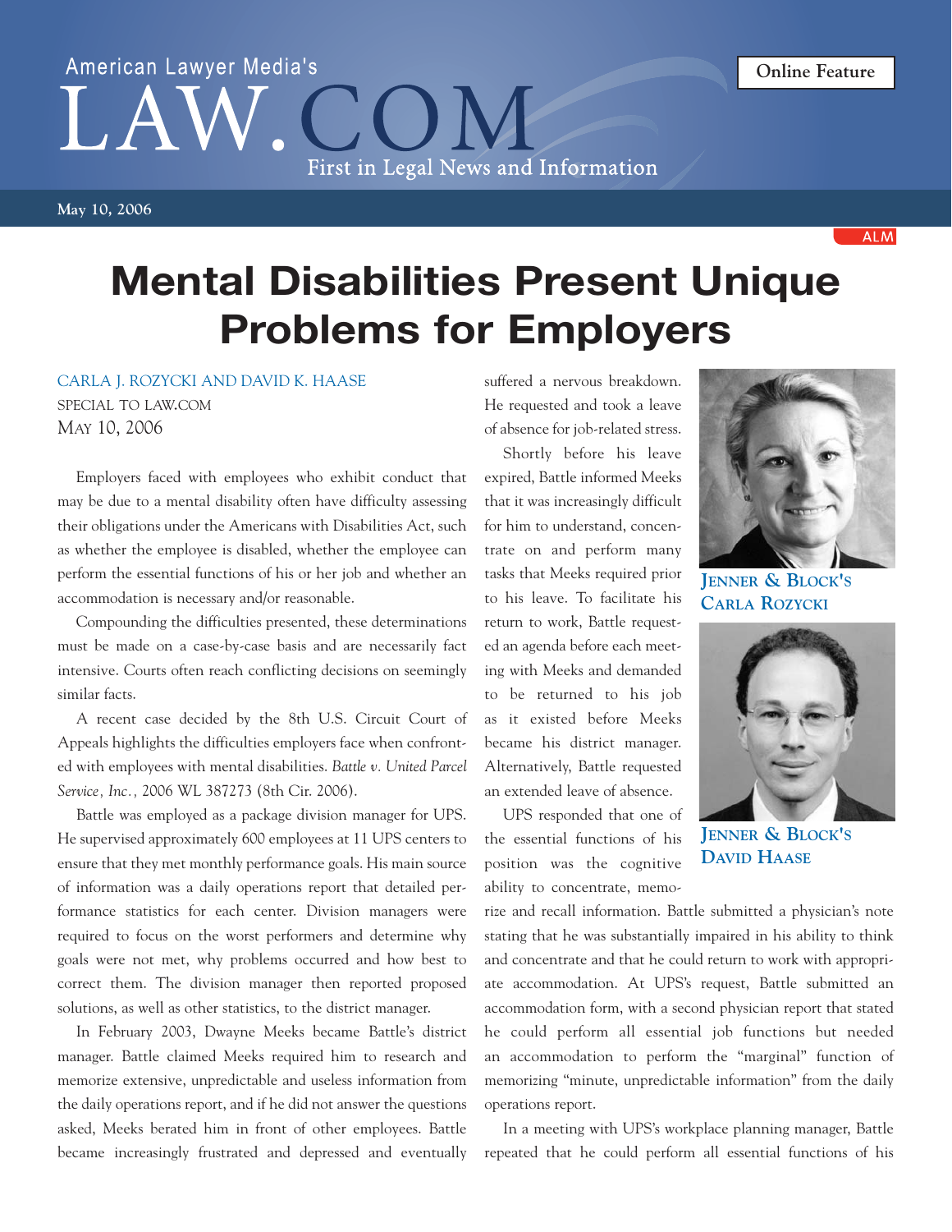American Lawyer Media's LAW.COM — First in Legal News and Information

Online Feature

May 10, 2006

# Mental Disabilities Present Unique Problems for Employers

CARLA J. ROZYCKI AND DAVID K. HAASE
SPECIAL TO LAW.COM
MAY 10, 2006

Employers faced with employees who exhibit conduct that may be due to a mental disability often have difficulty assessing their obligations under the Americans with Disabilities Act, such as whether the employee is disabled, whether the employee can perform the essential functions of his or her job and whether an accommodation is necessary and/or reasonable.

Compounding the difficulties presented, these determinations must be made on a case-by-case basis and are necessarily fact intensive. Courts often reach conflicting decisions on seemingly similar facts.

A recent case decided by the 8th U.S. Circuit Court of Appeals highlights the difficulties employers face when confronted with employees with mental disabilities. *Battle v. United Parcel Service, Inc.,* 2006 WL 387273 (8th Cir. 2006).

Battle was employed as a package division manager for UPS. He supervised approximately 600 employees at 11 UPS centers to ensure that they met monthly performance goals. His main source of information was a daily operations report that detailed performance statistics for each center. Division managers were required to focus on the worst performers and determine why goals were not met, why problems occurred and how best to correct them. The division manager then reported proposed solutions, as well as other statistics, to the district manager.

In February 2003, Dwayne Meeks became Battle's district manager. Battle claimed Meeks required him to research and memorize extensive, unpredictable and useless information from the daily operations report, and if he did not answer the questions asked, Meeks berated him in front of other employees. Battle became increasingly frustrated and depressed and eventually suffered a nervous breakdown. He requested and took a leave of absence for job-related stress.

Shortly before his leave expired, Battle informed Meeks that it was increasingly difficult for him to understand, concentrate on and perform many tasks that Meeks required prior to his leave. To facilitate his return to work, Battle requested an agenda before each meeting with Meeks and demanded to be returned to his job as it existed before Meeks became his district manager. Alternatively, Battle requested an extended leave of absence.

UPS responded that one of the essential functions of his position was the cognitive ability to concentrate, memorize and recall information. Battle submitted a physician's note stating that he was substantially impaired in his ability to think and concentrate and that he could return to work with appropriate accommodation. At UPS's request, Battle submitted an accommodation form, with a second physician report that stated he could perform all essential job functions but needed an accommodation to perform the "marginal" function of memorizing "minute, unpredictable information" from the daily operations report.

In a meeting with UPS's workplace planning manager, Battle repeated that he could perform all essential functions of his

JENNER & BLOCK'S CARLA ROZYCKI

JENNER & BLOCK'S DAVID HAASE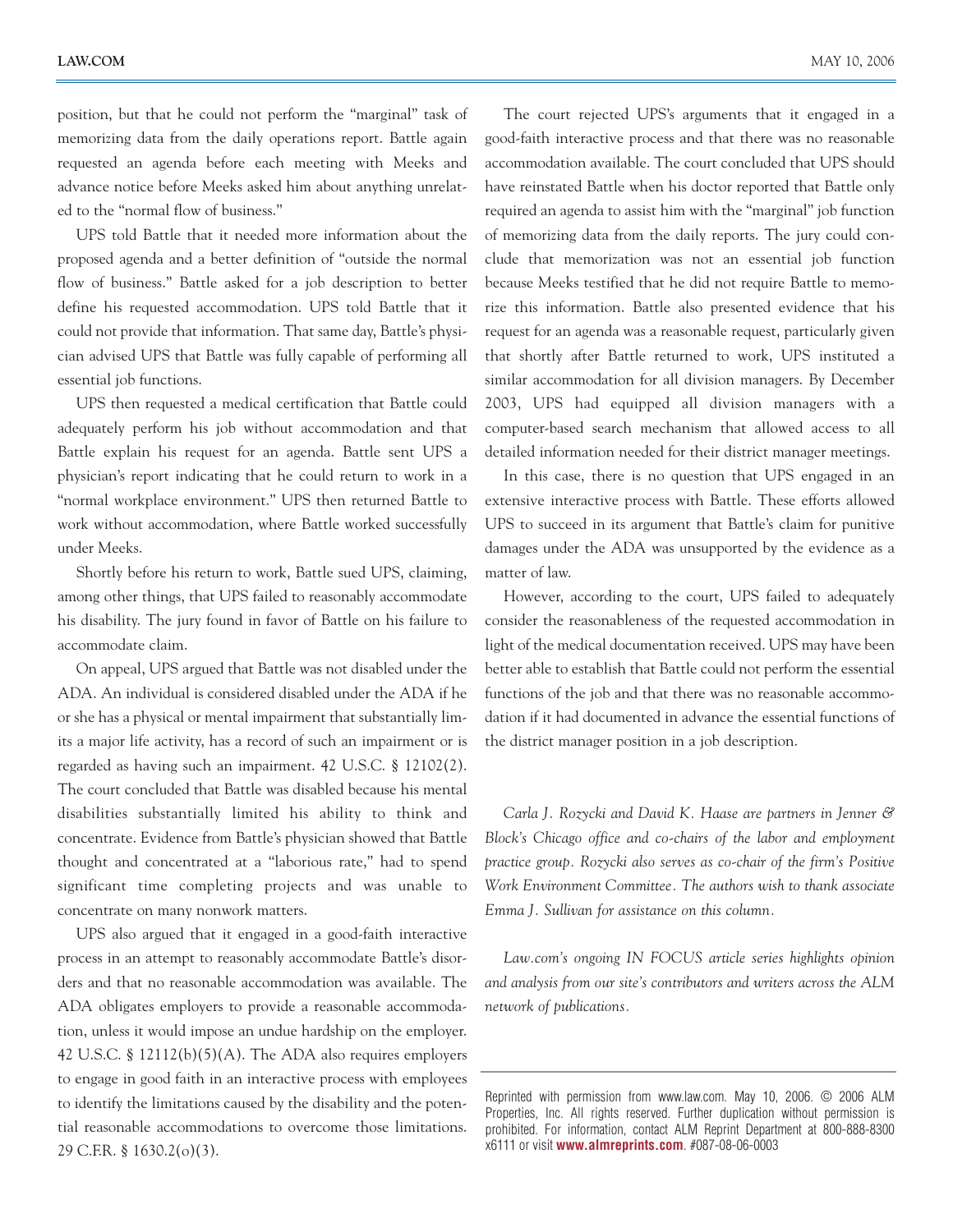position, but that he could not perform the "marginal" task of memorizing data from the daily operations report. Battle again requested an agenda before each meeting with Meeks and advance notice before Meeks asked him about anything unrelated to the "normal flow of business."

UPS told Battle that it needed more information about the proposed agenda and a better definition of "outside the normal flow of business." Battle asked for a job description to better define his requested accommodation. UPS told Battle that it could not provide that information. That same day, Battle's physician advised UPS that Battle was fully capable of performing all essential job functions.

UPS then requested a medical certification that Battle could adequately perform his job without accommodation and that Battle explain his request for an agenda. Battle sent UPS a physician's report indicating that he could return to work in a "normal workplace environment." UPS then returned Battle to work without accommodation, where Battle worked successfully under Meeks.

Shortly before his return to work, Battle sued UPS, claiming, among other things, that UPS failed to reasonably accommodate his disability. The jury found in favor of Battle on his failure to accommodate claim.

On appeal, UPS argued that Battle was not disabled under the ADA. An individual is considered disabled under the ADA if he or she has a physical or mental impairment that substantially limits a major life activity, has a record of such an impairment or is regarded as having such an impairment. 42 U.S.C. § 12102(2). The court concluded that Battle was disabled because his mental disabilities substantially limited his ability to think and concentrate. Evidence from Battle's physician showed that Battle thought and concentrated at a "laborious rate," had to spend significant time completing projects and was unable to concentrate on many nonwork matters.

UPS also argued that it engaged in a good-faith interactive process in an attempt to reasonably accommodate Battle's disorders and that no reasonable accommodation was available. The ADA obligates employers to provide a reasonable accommodation, unless it would impose an undue hardship on the employer. 42 U.S.C. § 12112(b)(5)(A). The ADA also requires employers to engage in good faith in an interactive process with employees to identify the limitations caused by the disability and the potential reasonable accommodations to overcome those limitations. 29 C.F.R. § 1630.2(o)(3).

The court rejected UPS's arguments that it engaged in a good-faith interactive process and that there was no reasonable accommodation available. The court concluded that UPS should have reinstated Battle when his doctor reported that Battle only required an agenda to assist him with the "marginal" job function of memorizing data from the daily reports. The jury could conclude that memorization was not an essential job function because Meeks testified that he did not require Battle to memorize this information. Battle also presented evidence that his request for an agenda was a reasonable request, particularly given that shortly after Battle returned to work, UPS instituted a similar accommodation for all division managers. By December 2003, UPS had equipped all division managers with a computer-based search mechanism that allowed access to all detailed information needed for their district manager meetings.

In this case, there is no question that UPS engaged in an extensive interactive process with Battle. These efforts allowed UPS to succeed in its argument that Battle's claim for punitive damages under the ADA was unsupported by the evidence as a matter of law.

However, according to the court, UPS failed to adequately consider the reasonableness of the requested accommodation in light of the medical documentation received. UPS may have been better able to establish that Battle could not perform the essential functions of the job and that there was no reasonable accommodation if it had documented in advance the essential functions of the district manager position in a job description.

*Carla J. Rozycki and David K. Haase are partners in Jenner & Block's Chicago office and co-chairs of the labor and employment practice group. Rozycki also serves as co-chair of the firm's Positive Work Environment Committee. The authors wish to thank associate Emma J. Sullivan for assistance on this column.*

*Law.com's ongoing IN FOCUS article series highlights opinion and analysis from our site's contributors and writers across the ALM network of publications.*

---

Reprinted with permission from www.law.com. May 10, 2006. © 2006 ALM Properties, Inc. All rights reserved. Further duplication without permission is prohibited. For information, contact ALM Reprint Department at 800-888-8300 x6111 or visit **www.almreprints.com**. #087-08-06-0003